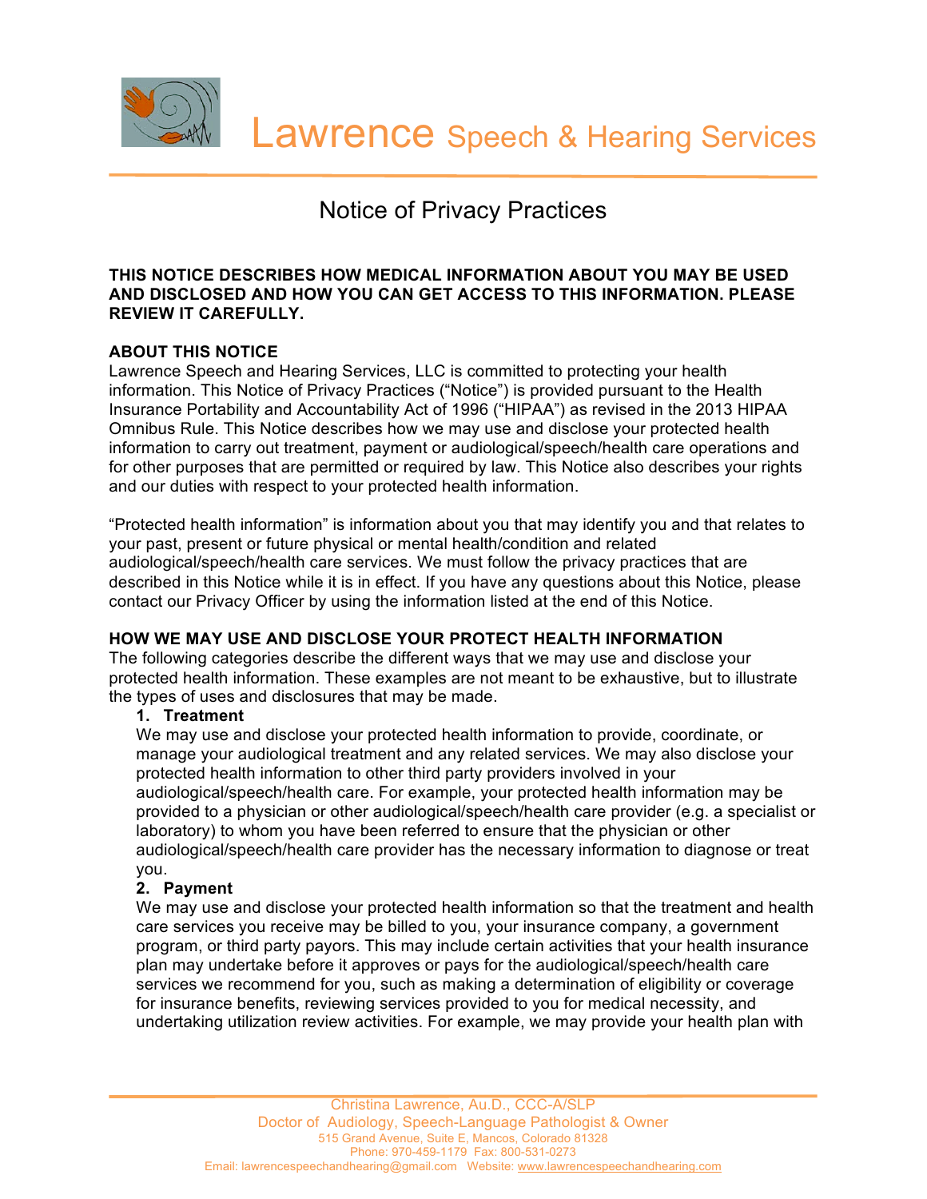# Lawrence Speech & Hearing Services

## Notice of Privacy Practices

**THIS NOTICE DESCRIBES HOW MEDICAL INFORMATION ABOUT YOU MAY BE USED AND DISCLOSED AND HOW YOU CAN GET ACCESS TO THIS INFORMATION. PLEASE REVIEW IT CAREFULLY.**

**ABOUT THIS NOTICE**

Lawrence Speech and Hearing Services, LLC is committed to protecting your health information. This Notice of Privacy Practices ("Notice") is provided pursuant to the Health Insurance Portability and Accountability Act of 1996 ("HIPAA") as revised in the 2013 HIPAA Omnibus Rule. This Notice describes how we may use and disclose your protected health information to carry out treatment, payment or audiological/speech/health care operations and for other purposes that are permitted or required by law. This Notice also describes your rights and our duties with respect to your protected health information.

"Protected health information" is information about you that may identify you and that relates to your past, present or future physical or mental health/condition and related audiological/speech/health care services. We must follow the privacy practices that are described in this Notice while it is in effect. If you have any questions about this Notice, please contact our Privacy Officer by using the information listed at the end of this Notice.

**HOW WE MAY USE AND DISCLOSE YOUR PROTECT HEALTH INFORMATION**

The following categories describe the different ways that we may use and disclose your protected health information. These examples are not meant to be exhaustive, but to illustrate the types of uses and disclosures that may be made.

1. **Treatment**

   We may use and disclose your protected health information to provide, coordinate, or manage your audiological treatment and any related services. We may also disclose your protected health information to other third party providers involved in your audiological/speech/health care. For example, your protected health information may be provided to a physician or other audiological/speech/health care provider (e.g. a specialist or laboratory) to whom you have been referred to ensure that the physician or other audiological/speech/health care provider has the necessary information to diagnose or treat you.

2. **Payment**

   We may use and disclose your protected health information so that the treatment and health care services you receive may be billed to you, your insurance company, a government program, or third party payors. This may include certain activities that your health insurance plan may undertake before it approves or pays for the audiological/speech/health care services we recommend for you, such as making a determination of eligibility or coverage for insurance benefits, reviewing services provided to you for medical necessity, and undertaking utilization review activities. For example, we may provide your health plan with

Christina Lawrence, Au.D., CCC-A/SLP
Doctor of Audiology, Speech-Language Pathologist & Owner
515 Grand Avenue, Suite E, Mancos, Colorado 81328
Phone: 970-459-1179 Fax: 800-531-0273
Email: lawrencespeechandhearing@gmail.com Website: www.lawrencespeechandhearing.com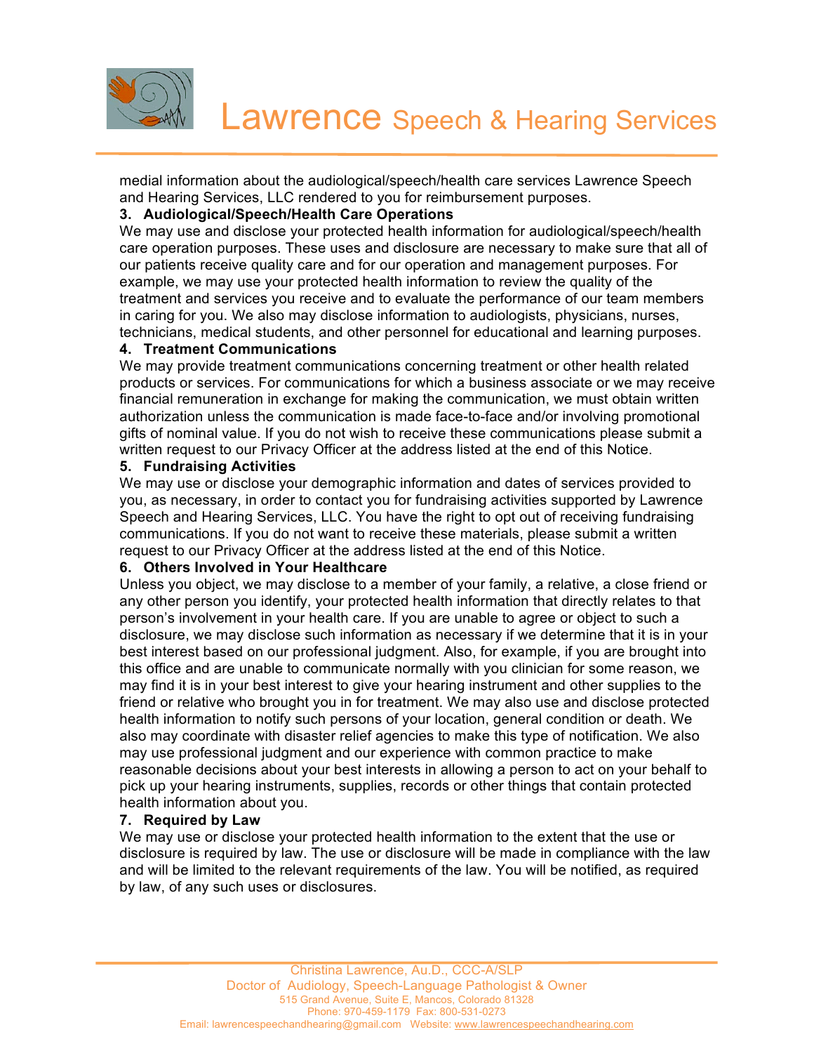medial information about the audiological/speech/health care services Lawrence Speech and Hearing Services, LLC rendered to you for reimbursement purposes.

**3. Audiological/Speech/Health Care Operations**

We may use and disclose your protected health information for audiological/speech/health care operation purposes. These uses and disclosure are necessary to make sure that all of our patients receive quality care and for our operation and management purposes. For example, we may use your protected health information to review the quality of the treatment and services you receive and to evaluate the performance of our team members in caring for you. We also may disclose information to audiologists, physicians, nurses, technicians, medical students, and other personnel for educational and learning purposes.

**4. Treatment Communications**

We may provide treatment communications concerning treatment or other health related products or services. For communications for which a business associate or we may receive financial remuneration in exchange for making the communication, we must obtain written authorization unless the communication is made face-to-face and/or involving promotional gifts of nominal value. If you do not wish to receive these communications please submit a written request to our Privacy Officer at the address listed at the end of this Notice.

**5. Fundraising Activities**

We may use or disclose your demographic information and dates of services provided to you, as necessary, in order to contact you for fundraising activities supported by Lawrence Speech and Hearing Services, LLC. You have the right to opt out of receiving fundraising communications. If you do not want to receive these materials, please submit a written request to our Privacy Officer at the address listed at the end of this Notice.

**6. Others Involved in Your Healthcare**

Unless you object, we may disclose to a member of your family, a relative, a close friend or any other person you identify, your protected health information that directly relates to that person's involvement in your health care. If you are unable to agree or object to such a disclosure, we may disclose such information as necessary if we determine that it is in your best interest based on our professional judgment. Also, for example, if you are brought into this office and are unable to communicate normally with you clinician for some reason, we may find it is in your best interest to give your hearing instrument and other supplies to the friend or relative who brought you in for treatment. We may also use and disclose protected health information to notify such persons of your location, general condition or death. We also may coordinate with disaster relief agencies to make this type of notification. We also may use professional judgment and our experience with common practice to make reasonable decisions about your best interests in allowing a person to act on your behalf to pick up your hearing instruments, supplies, records or other things that contain protected health information about you.

**7. Required by Law**

We may use or disclose your protected health information to the extent that the use or disclosure is required by law. The use or disclosure will be made in compliance with the law and will be limited to the relevant requirements of the law. You will be notified, as required by law, of any such uses or disclosures.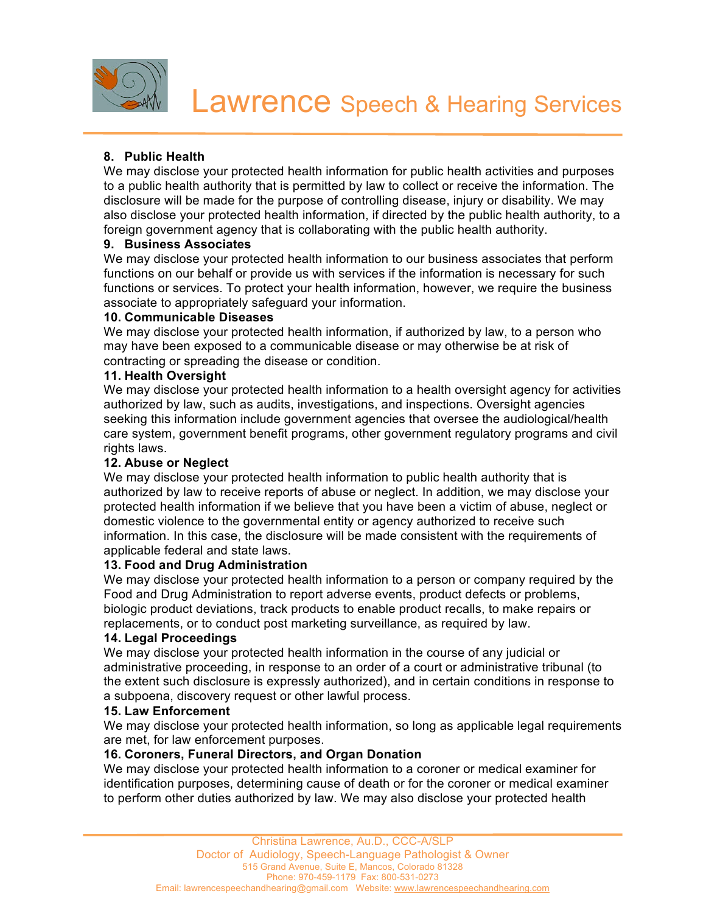**8. Public Health**

We may disclose your protected health information for public health activities and purposes to a public health authority that is permitted by law to collect or receive the information. The disclosure will be made for the purpose of controlling disease, injury or disability. We may also disclose your protected health information, if directed by the public health authority, to a foreign government agency that is collaborating with the public health authority.

**9. Business Associates**

We may disclose your protected health information to our business associates that perform functions on our behalf or provide us with services if the information is necessary for such functions or services. To protect your health information, however, we require the business associate to appropriately safeguard your information.

**10. Communicable Diseases**

We may disclose your protected health information, if authorized by law, to a person who may have been exposed to a communicable disease or may otherwise be at risk of contracting or spreading the disease or condition.

**11. Health Oversight**

We may disclose your protected health information to a health oversight agency for activities authorized by law, such as audits, investigations, and inspections. Oversight agencies seeking this information include government agencies that oversee the audiological/health care system, government benefit programs, other government regulatory programs and civil rights laws.

**12. Abuse or Neglect**

We may disclose your protected health information to public health authority that is authorized by law to receive reports of abuse or neglect. In addition, we may disclose your protected health information if we believe that you have been a victim of abuse, neglect or domestic violence to the governmental entity or agency authorized to receive such information. In this case, the disclosure will be made consistent with the requirements of applicable federal and state laws.

**13. Food and Drug Administration**

We may disclose your protected health information to a person or company required by the Food and Drug Administration to report adverse events, product defects or problems, biologic product deviations, track products to enable product recalls, to make repairs or replacements, or to conduct post marketing surveillance, as required by law.

**14. Legal Proceedings**

We may disclose your protected health information in the course of any judicial or administrative proceeding, in response to an order of a court or administrative tribunal (to the extent such disclosure is expressly authorized), and in certain conditions in response to a subpoena, discovery request or other lawful process.

**15. Law Enforcement**

We may disclose your protected health information, so long as applicable legal requirements are met, for law enforcement purposes.

**16. Coroners, Funeral Directors, and Organ Donation**

We may disclose your protected health information to a coroner or medical examiner for identification purposes, determining cause of death or for the coroner or medical examiner to perform other duties authorized by law. We may also disclose your protected health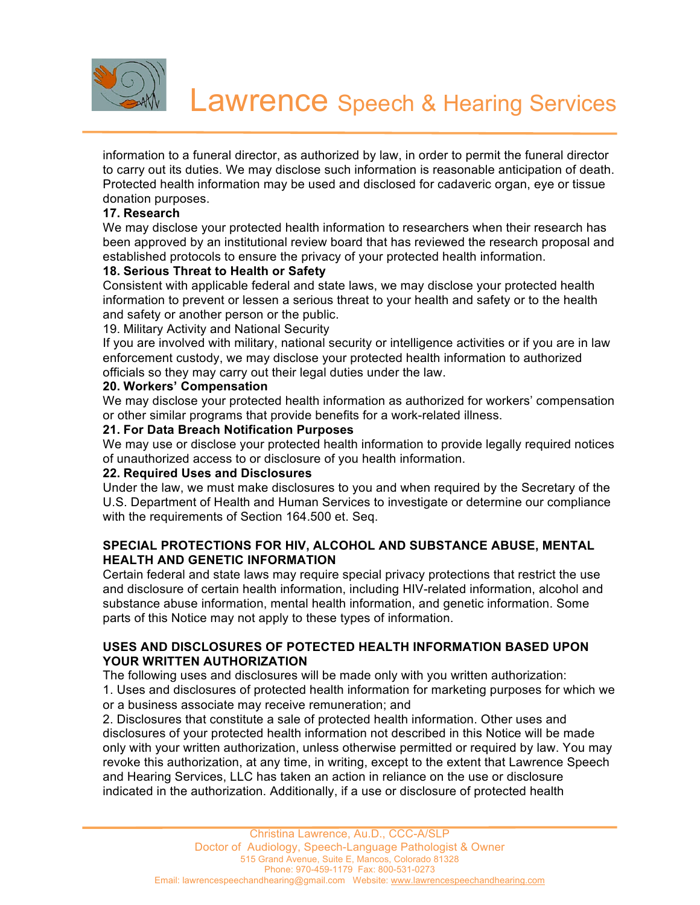information to a funeral director, as authorized by law, in order to permit the funeral director to carry out its duties. We may disclose such information is reasonable anticipation of death. Protected health information may be used and disclosed for cadaveric organ, eye or tissue donation purposes.

**17. Research**

We may disclose your protected health information to researchers when their research has been approved by an institutional review board that has reviewed the research proposal and established protocols to ensure the privacy of your protected health information.

**18. Serious Threat to Health or Safety**

Consistent with applicable federal and state laws, we may disclose your protected health information to prevent or lessen a serious threat to your health and safety or to the health and safety or another person or the public.

19. Military Activity and National Security

If you are involved with military, national security or intelligence activities or if you are in law enforcement custody, we may disclose your protected health information to authorized officials so they may carry out their legal duties under the law.

**20. Workers' Compensation**

We may disclose your protected health information as authorized for workers' compensation or other similar programs that provide benefits for a work-related illness.

**21. For Data Breach Notification Purposes**

We may use or disclose your protected health information to provide legally required notices of unauthorized access to or disclosure of you health information.

**22. Required Uses and Disclosures**

Under the law, we must make disclosures to you and when required by the Secretary of the U.S. Department of Health and Human Services to investigate or determine our compliance with the requirements of Section 164.500 et. Seq.

**SPECIAL PROTECTIONS FOR HIV, ALCOHOL AND SUBSTANCE ABUSE, MENTAL HEALTH AND GENETIC INFORMATION**

Certain federal and state laws may require special privacy protections that restrict the use and disclosure of certain health information, including HIV-related information, alcohol and substance abuse information, mental health information, and genetic information. Some parts of this Notice may not apply to these types of information.

**USES AND DISCLOSURES OF POTECTED HEALTH INFORMATION BASED UPON YOUR WRITTEN AUTHORIZATION**

The following uses and disclosures will be made only with you written authorization:

1. Uses and disclosures of protected health information for marketing purposes for which we or a business associate may receive remuneration; and
2. Disclosures that constitute a sale of protected health information. Other uses and disclosures of your protected health information not described in this Notice will be made only with your written authorization, unless otherwise permitted or required by law. You may revoke this authorization, at any time, in writing, except to the extent that Lawrence Speech and Hearing Services, LLC has taken an action in reliance on the use or disclosure indicated in the authorization. Additionally, if a use or disclosure of protected health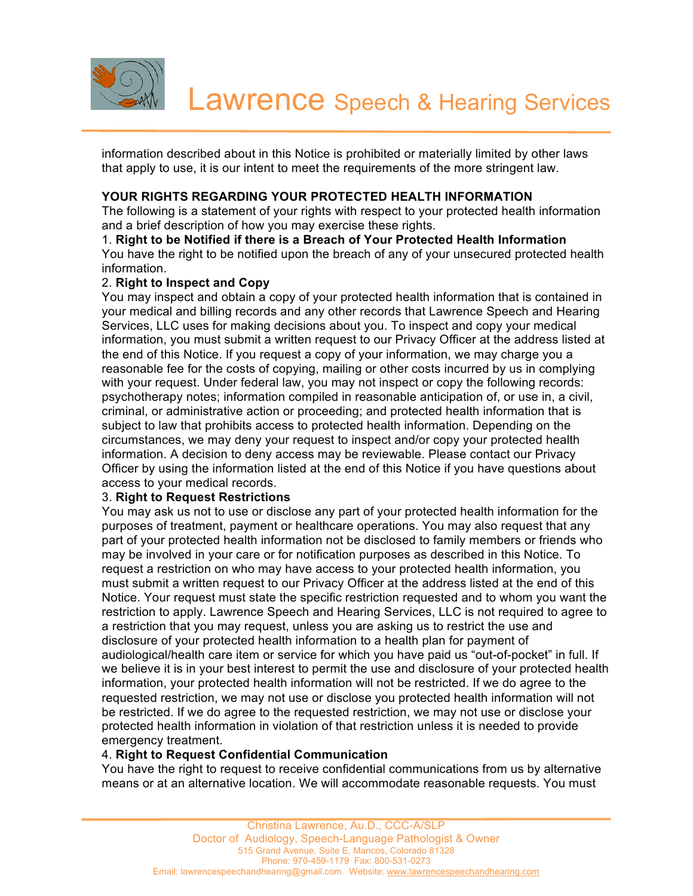information described about in this Notice is prohibited or materially limited by other laws that apply to use, it is our intent to meet the requirements of the more stringent law.

**YOUR RIGHTS REGARDING YOUR PROTECTED HEALTH INFORMATION**

The following is a statement of your rights with respect to your protected health information and a brief description of how you may exercise these rights.

1. **Right to be Notified if there is a Breach of Your Protected Health Information**

You have the right to be notified upon the breach of any of your unsecured protected health information.

2. **Right to Inspect and Copy**

You may inspect and obtain a copy of your protected health information that is contained in your medical and billing records and any other records that Lawrence Speech and Hearing Services, LLC uses for making decisions about you. To inspect and copy your medical information, you must submit a written request to our Privacy Officer at the address listed at the end of this Notice. If you request a copy of your information, we may charge you a reasonable fee for the costs of copying, mailing or other costs incurred by us in complying with your request. Under federal law, you may not inspect or copy the following records: psychotherapy notes; information compiled in reasonable anticipation of, or use in, a civil, criminal, or administrative action or proceeding; and protected health information that is subject to law that prohibits access to protected health information. Depending on the circumstances, we may deny your request to inspect and/or copy your protected health information. A decision to deny access may be reviewable. Please contact our Privacy Officer by using the information listed at the end of this Notice if you have questions about access to your medical records.

3. **Right to Request Restrictions**

You may ask us not to use or disclose any part of your protected health information for the purposes of treatment, payment or healthcare operations. You may also request that any part of your protected health information not be disclosed to family members or friends who may be involved in your care or for notification purposes as described in this Notice. To request a restriction on who may have access to your protected health information, you must submit a written request to our Privacy Officer at the address listed at the end of this Notice. Your request must state the specific restriction requested and to whom you want the restriction to apply. Lawrence Speech and Hearing Services, LLC is not required to agree to a restriction that you may request, unless you are asking us to restrict the use and disclosure of your protected health information to a health plan for payment of audiological/health care item or service for which you have paid us "out-of-pocket" in full. If we believe it is in your best interest to permit the use and disclosure of your protected health information, your protected health information will not be restricted. If we do agree to the requested restriction, we may not use or disclose you protected health information will not be restricted. If we do agree to the requested restriction, we may not use or disclose your protected health information in violation of that restriction unless it is needed to provide emergency treatment.

4. **Right to Request Confidential Communication**

You have the right to request to receive confidential communications from us by alternative means or at an alternative location. We will accommodate reasonable requests. You must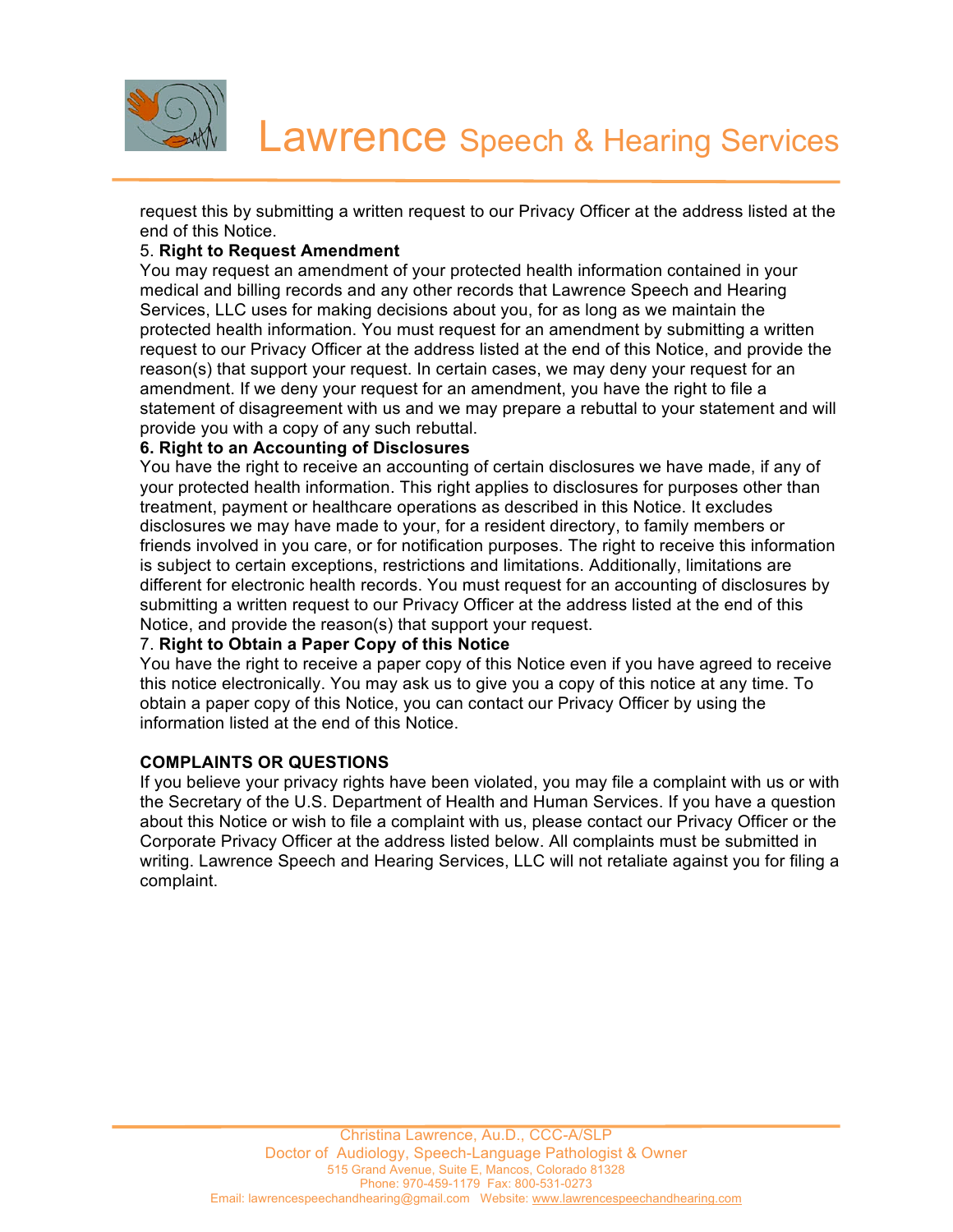request this by submitting a written request to our Privacy Officer at the address listed at the end of this Notice.

5. **Right to Request Amendment**

You may request an amendment of your protected health information contained in your medical and billing records and any other records that Lawrence Speech and Hearing Services, LLC uses for making decisions about you, for as long as we maintain the protected health information. You must request for an amendment by submitting a written request to our Privacy Officer at the address listed at the end of this Notice, and provide the reason(s) that support your request. In certain cases, we may deny your request for an amendment. If we deny your request for an amendment, you have the right to file a statement of disagreement with us and we may prepare a rebuttal to your statement and will provide you with a copy of any such rebuttal.

**6. Right to an Accounting of Disclosures**

You have the right to receive an accounting of certain disclosures we have made, if any of your protected health information. This right applies to disclosures for purposes other than treatment, payment or healthcare operations as described in this Notice. It excludes disclosures we may have made to your, for a resident directory, to family members or friends involved in you care, or for notification purposes. The right to receive this information is subject to certain exceptions, restrictions and limitations. Additionally, limitations are different for electronic health records. You must request for an accounting of disclosures by submitting a written request to our Privacy Officer at the address listed at the end of this Notice, and provide the reason(s) that support your request.

7. **Right to Obtain a Paper Copy of this Notice**

You have the right to receive a paper copy of this Notice even if you have agreed to receive this notice electronically. You may ask us to give you a copy of this notice at any time. To obtain a paper copy of this Notice, you can contact our Privacy Officer by using the information listed at the end of this Notice.

**COMPLAINTS OR QUESTIONS**

If you believe your privacy rights have been violated, you may file a complaint with us or with the Secretary of the U.S. Department of Health and Human Services. If you have a question about this Notice or wish to file a complaint with us, please contact our Privacy Officer or the Corporate Privacy Officer at the address listed below. All complaints must be submitted in writing. Lawrence Speech and Hearing Services, LLC will not retaliate against you for filing a complaint.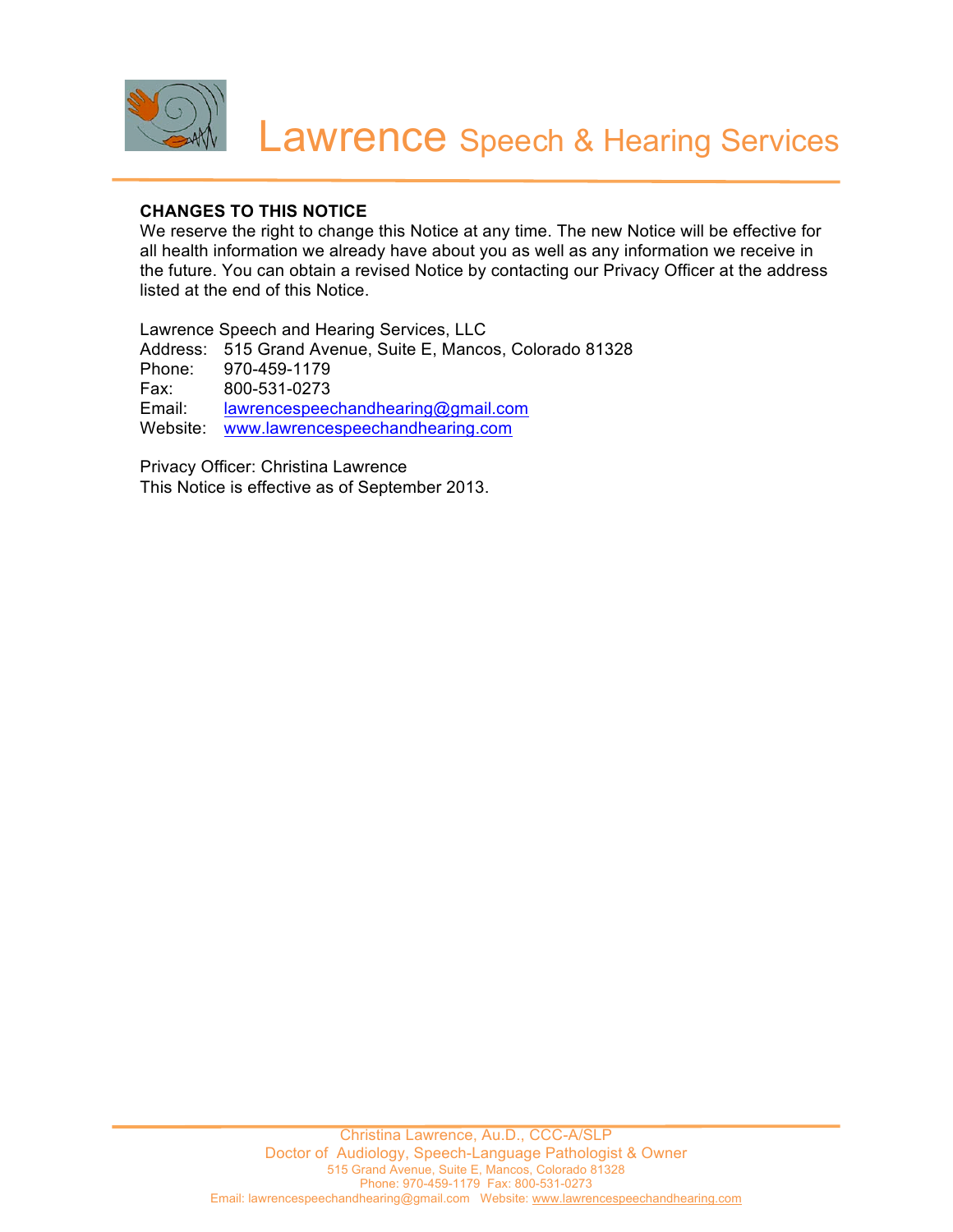**CHANGES TO THIS NOTICE**

We reserve the right to change this Notice at any time. The new Notice will be effective for all health information we already have about you as well as any information we receive in the future. You can obtain a revised Notice by contacting our Privacy Officer at the address listed at the end of this Notice.

Lawrence Speech and Hearing Services, LLC
Address: 515 Grand Avenue, Suite E, Mancos, Colorado 81328
Phone: 970-459-1179
Fax: 800-531-0273
Email: lawrencespeechandhearing@gmail.com
Website: www.lawrencespeechandhearing.com

Privacy Officer: Christina Lawrence
This Notice is effective as of September 2013.